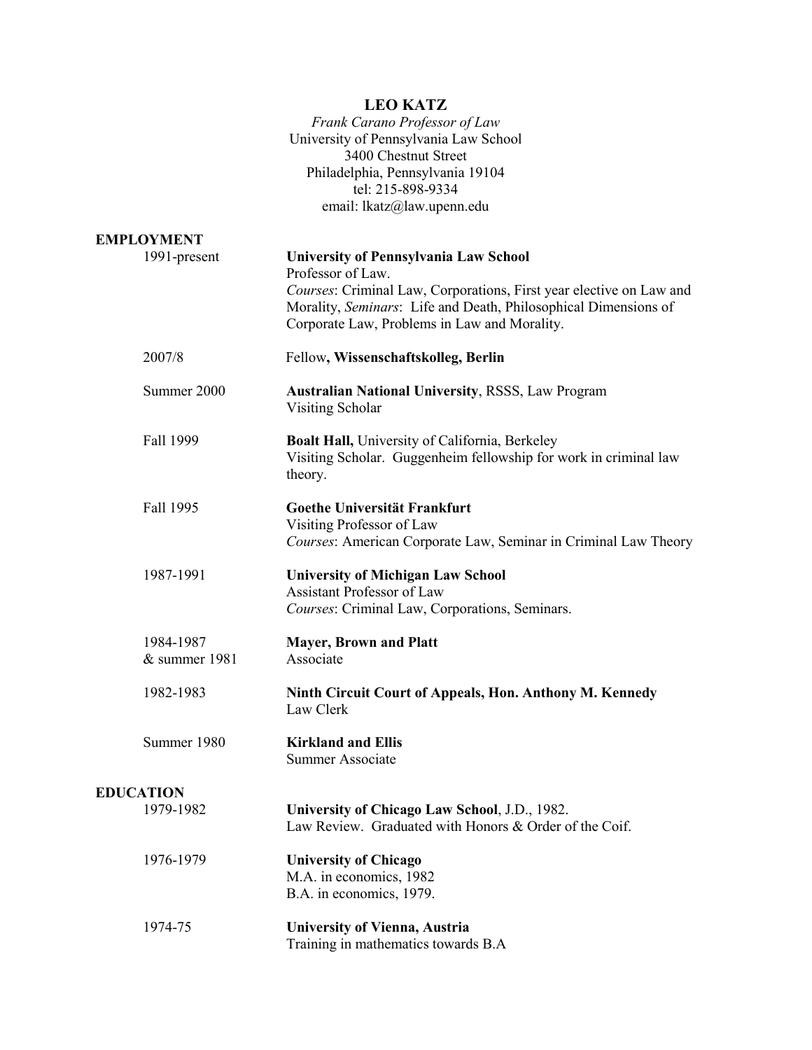# LEO KATZ

*Frank Carano Professor of Law*
University of Pennsylvania Law School
3400 Chestnut Street
Philadelphia, Pennsylvania 19104
tel: 215-898-9334
email: lkatz@law.upenn.edu

## EMPLOYMENT

**1991-present** — **University of Pennsylvania Law School**
Professor of Law.
*Courses*: Criminal Law, Corporations, First year elective on Law and Morality, *Seminars*: Life and Death, Philosophical Dimensions of Corporate Law, Problems in Law and Morality.

**2007/8** — Fellow**, Wissenschaftskolleg, Berlin**

**Summer 2000** — **Australian National University**, RSSS, Law Program
Visiting Scholar

**Fall 1999** — **Boalt Hall,** University of California, Berkeley
Visiting Scholar. Guggenheim fellowship for work in criminal law theory.

**Fall 1995** — **Goethe Universität Frankfurt**
Visiting Professor of Law
*Courses*: American Corporate Law, Seminar in Criminal Law Theory

**1987-1991** — **University of Michigan Law School**
Assistant Professor of Law
*Courses*: Criminal Law, Corporations, Seminars.

**1984-1987 & summer 1981** — **Mayer, Brown and Platt**
Associate

**1982-1983** — **Ninth Circuit Court of Appeals, Hon. Anthony M. Kennedy**
Law Clerk

**Summer 1980** — **Kirkland and Ellis**
Summer Associate

## EDUCATION

**1979-1982** — **University of Chicago Law School**, J.D., 1982.
Law Review. Graduated with Honors & Order of the Coif.

**1976-1979** — **University of Chicago**
M.A. in economics, 1982
B.A. in economics, 1979.

**1974-75** — **University of Vienna, Austria**
Training in mathematics towards B.A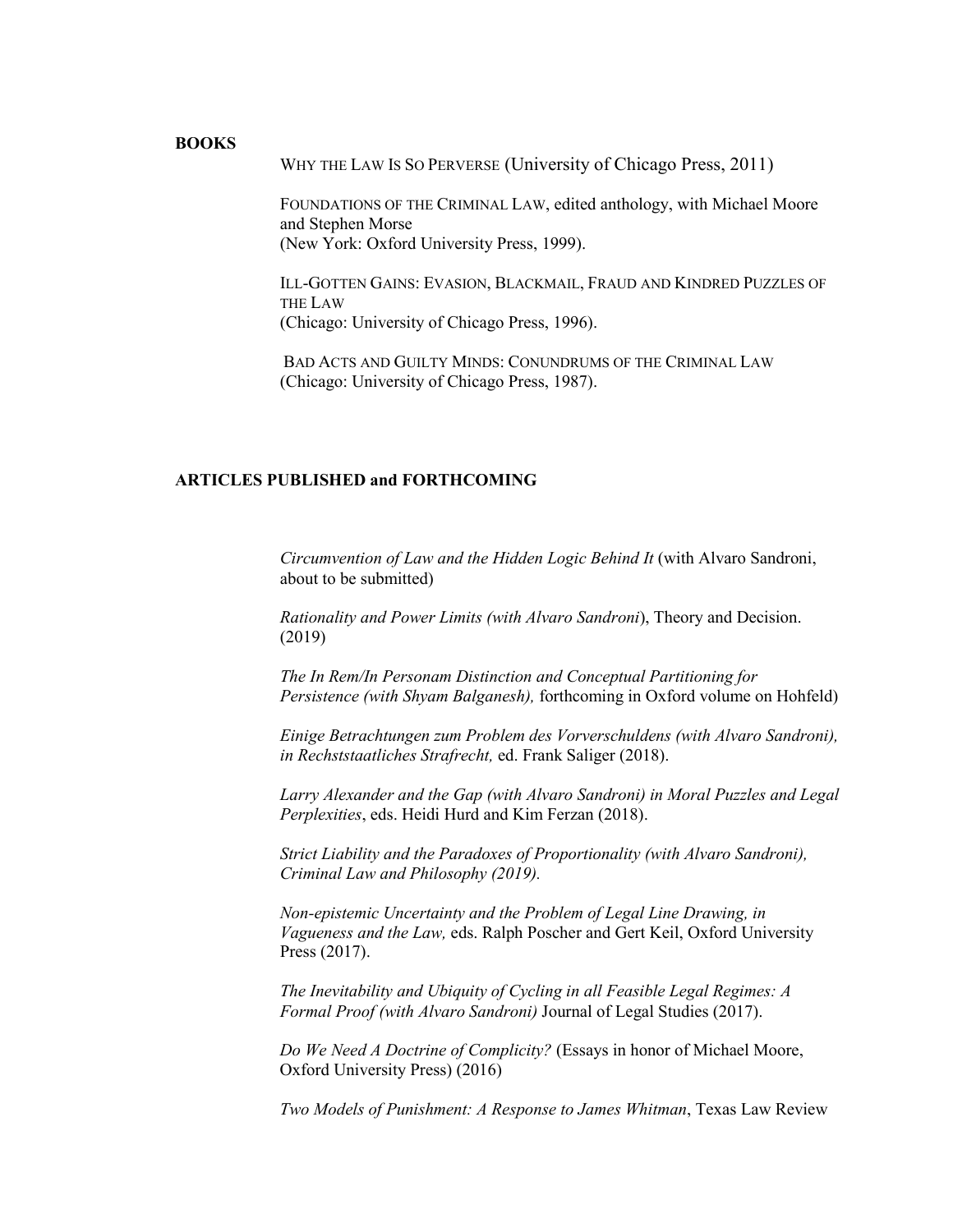## BOOKS

WHY THE LAW IS SO PERVERSE (University of Chicago Press, 2011)

FOUNDATIONS OF THE CRIMINAL LAW, edited anthology, with Michael Moore and Stephen Morse
(New York: Oxford University Press, 1999).

ILL-GOTTEN GAINS: EVASION, BLACKMAIL, FRAUD AND KINDRED PUZZLES OF THE LAW
(Chicago: University of Chicago Press, 1996).

BAD ACTS AND GUILTY MINDS: CONUNDRUMS OF THE CRIMINAL LAW
(Chicago: University of Chicago Press, 1987).

## ARTICLES PUBLISHED and FORTHCOMING

*Circumvention of Law and the Hidden Logic Behind It* (with Alvaro Sandroni, about to be submitted)

*Rationality and Power Limits (with Alvaro Sandroni*), Theory and Decision. (2019)

*The In Rem/In Personam Distinction and Conceptual Partitioning for Persistence (with Shyam Balganesh),* forthcoming in Oxford volume on Hohfeld)

*Einige Betrachtungen zum Problem des Vorverschuldens (with Alvaro Sandroni), in Rechststaatliches Strafrecht,* ed. Frank Saliger (2018).

*Larry Alexander and the Gap (with Alvaro Sandroni) in Moral Puzzles and Legal Perplexities*, eds. Heidi Hurd and Kim Ferzan (2018).

*Strict Liability and the Paradoxes of Proportionality (with Alvaro Sandroni), Criminal Law and Philosophy (2019).*

*Non-epistemic Uncertainty and the Problem of Legal Line Drawing, in Vagueness and the Law,* eds. Ralph Poscher and Gert Keil, Oxford University Press (2017).

*The Inevitability and Ubiquity of Cycling in all Feasible Legal Regimes: A Formal Proof (with Alvaro Sandroni)* Journal of Legal Studies (2017).

*Do We Need A Doctrine of Complicity?* (Essays in honor of Michael Moore, Oxford University Press) (2016)

*Two Models of Punishment: A Response to James Whitman*, Texas Law Review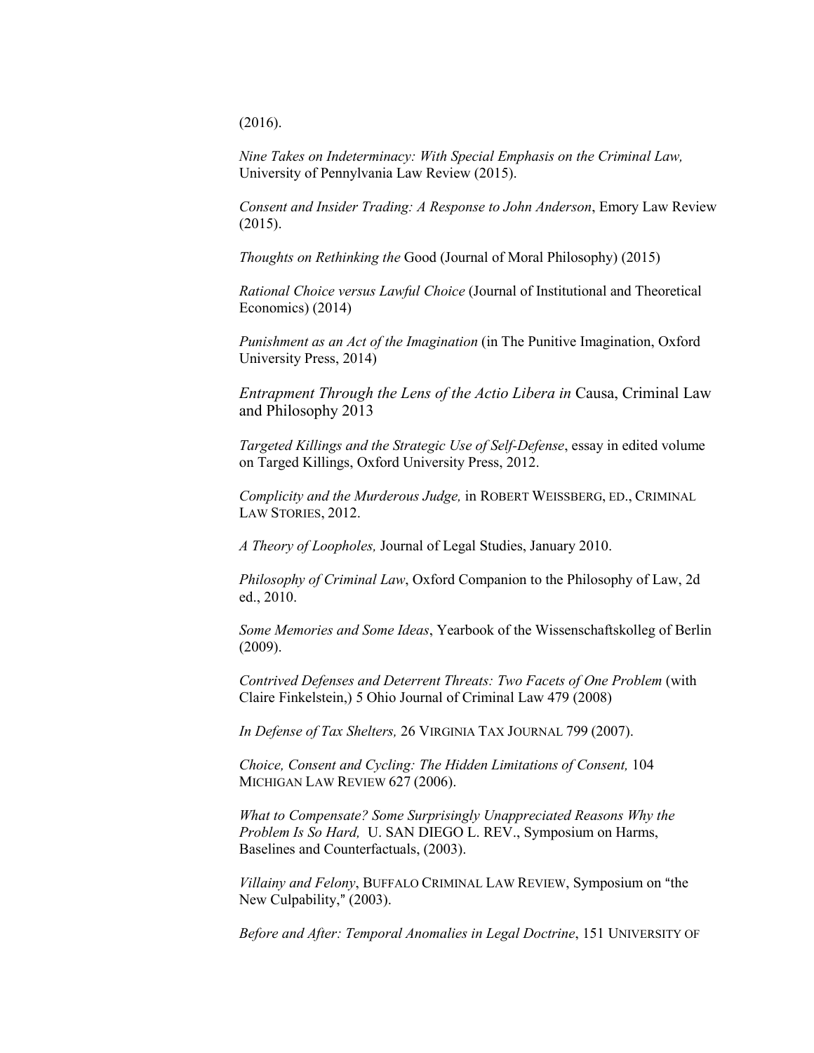(2016).

*Nine Takes on Indeterminacy: With Special Emphasis on the Criminal Law,* University of Pennylvania Law Review (2015).

*Consent and Insider Trading: A Response to John Anderson*, Emory Law Review (2015).

*Thoughts on Rethinking the* Good (Journal of Moral Philosophy) (2015)

*Rational Choice versus Lawful Choice* (Journal of Institutional and Theoretical Economics) (2014)

*Punishment as an Act of the Imagination* (in The Punitive Imagination, Oxford University Press, 2014)

*Entrapment Through the Lens of the Actio Libera in* Causa, Criminal Law and Philosophy 2013

*Targeted Killings and the Strategic Use of Self-Defense*, essay in edited volume on Targed Killings, Oxford University Press, 2012.

*Complicity and the Murderous Judge,* in ROBERT WEISSBERG, ED., CRIMINAL LAW STORIES, 2012.

*A Theory of Loopholes,* Journal of Legal Studies, January 2010.

*Philosophy of Criminal Law*, Oxford Companion to the Philosophy of Law, 2d ed., 2010.

*Some Memories and Some Ideas*, Yearbook of the Wissenschaftskolleg of Berlin (2009).

*Contrived Defenses and Deterrent Threats: Two Facets of One Problem* (with Claire Finkelstein,) 5 Ohio Journal of Criminal Law 479 (2008)

*In Defense of Tax Shelters,* 26 VIRGINIA TAX JOURNAL 799 (2007).

*Choice, Consent and Cycling: The Hidden Limitations of Consent,* 104 MICHIGAN LAW REVIEW 627 (2006).

*What to Compensate? Some Surprisingly Unappreciated Reasons Why the Problem Is So Hard,* U. SAN DIEGO L. REV., Symposium on Harms, Baselines and Counterfactuals, (2003).

*Villainy and Felony*, BUFFALO CRIMINAL LAW REVIEW, Symposium on "the New Culpability," (2003).

*Before and After: Temporal Anomalies in Legal Doctrine*, 151 UNIVERSITY OF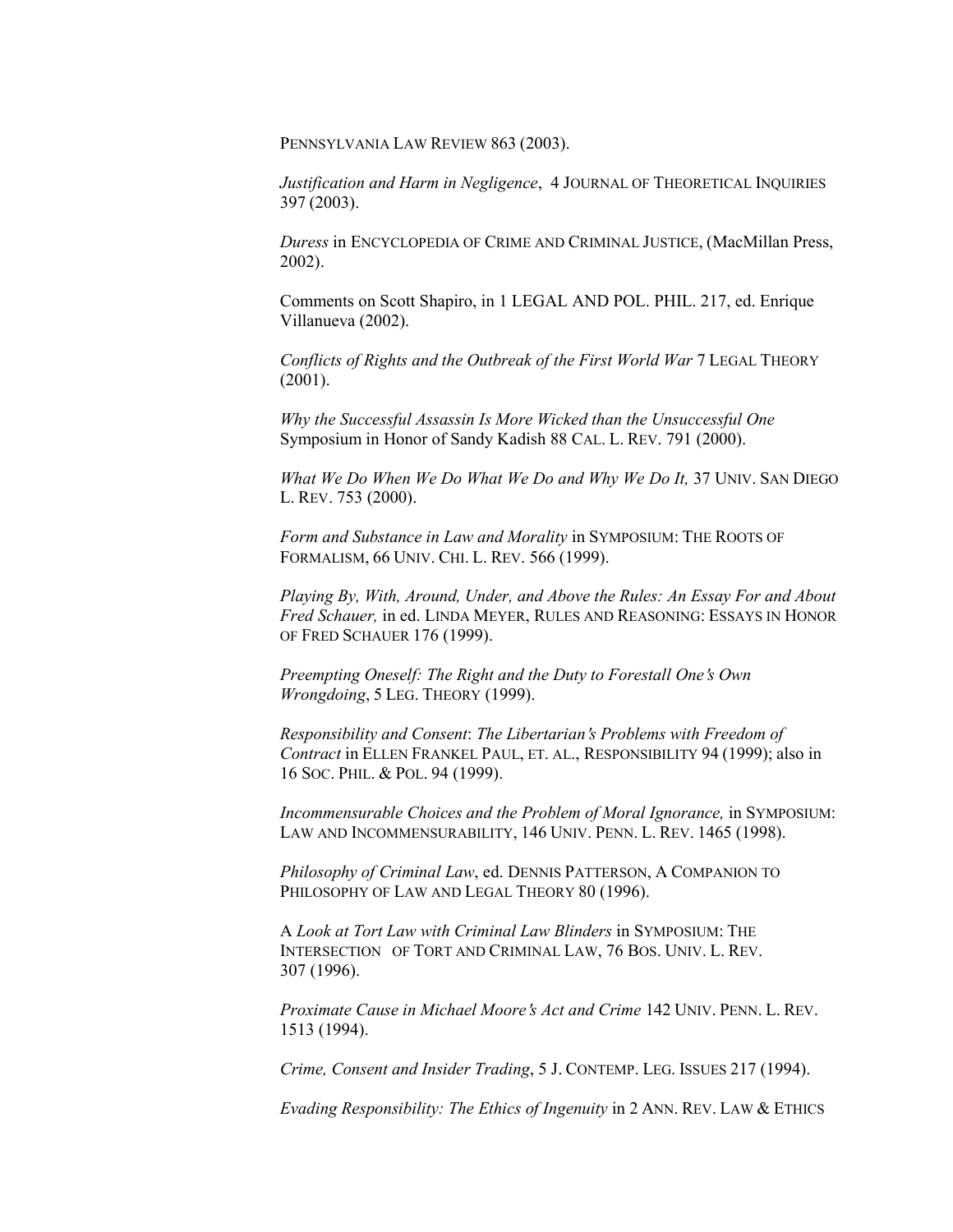PENNSYLVANIA LAW REVIEW 863 (2003).

*Justification and Harm in Negligence*, 4 JOURNAL OF THEORETICAL INQUIRIES 397 (2003).

*Duress* in ENCYCLOPEDIA OF CRIME AND CRIMINAL JUSTICE, (MacMillan Press, 2002).

Comments on Scott Shapiro, in 1 LEGAL AND POL. PHIL. 217, ed. Enrique Villanueva (2002).

*Conflicts of Rights and the Outbreak of the First World War* 7 LEGAL THEORY (2001).

*Why the Successful Assassin Is More Wicked than the Unsuccessful One* Symposium in Honor of Sandy Kadish 88 CAL. L. REV. 791 (2000).

*What We Do When We Do What We Do and Why We Do It,* 37 UNIV. SAN DIEGO L. REV. 753 (2000).

*Form and Substance in Law and Morality* in SYMPOSIUM: THE ROOTS OF FORMALISM, 66 UNIV. CHI. L. REV. 566 (1999).

*Playing By, With, Around, Under, and Above the Rules: An Essay For and About Fred Schauer,* in ed. LINDA MEYER, RULES AND REASONING: ESSAYS IN HONOR OF FRED SCHAUER 176 (1999).

*Preempting Oneself: The Right and the Duty to Forestall One's Own Wrongdoing*, 5 LEG. THEORY (1999).

*Responsibility and Consent*: *The Libertarian's Problems with Freedom of Contract* in ELLEN FRANKEL PAUL, ET. AL., RESPONSIBILITY 94 (1999); also in 16 SOC. PHIL. & POL. 94 (1999).

*Incommensurable Choices and the Problem of Moral Ignorance,* in SYMPOSIUM: LAW AND INCOMMENSURABILITY, 146 UNIV. PENN. L. REV. 1465 (1998).

*Philosophy of Criminal Law*, ed. DENNIS PATTERSON, A COMPANION TO PHILOSOPHY OF LAW AND LEGAL THEORY 80 (1996).

A *Look at Tort Law with Criminal Law Blinders* in SYMPOSIUM: THE INTERSECTION OF TORT AND CRIMINAL LAW, 76 BOS. UNIV. L. REV. 307 (1996).

*Proximate Cause in Michael Moore's Act and Crime* 142 UNIV. PENN. L. REV. 1513 (1994).

*Crime, Consent and Insider Trading*, 5 J. CONTEMP. LEG. ISSUES 217 (1994).

*Evading Responsibility: The Ethics of Ingenuity* in 2 ANN. REV. LAW & ETHICS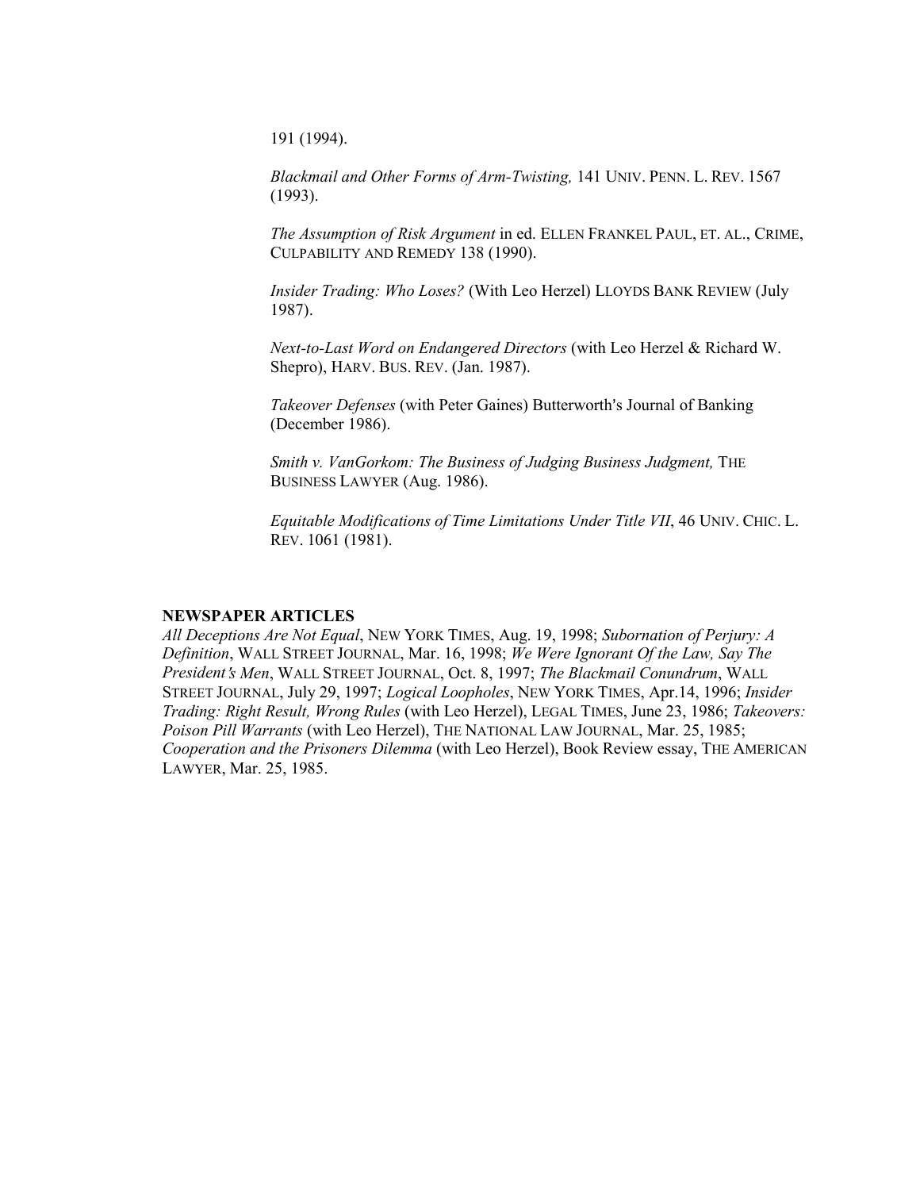191 (1994).

*Blackmail and Other Forms of Arm-Twisting,* 141 UNIV. PENN. L. REV. 1567 (1993).

*The Assumption of Risk Argument* in ed. ELLEN FRANKEL PAUL, ET. AL., CRIME, CULPABILITY AND REMEDY 138 (1990).

*Insider Trading: Who Loses?* (With Leo Herzel) LLOYDS BANK REVIEW (July 1987).

*Next-to-Last Word on Endangered Directors* (with Leo Herzel & Richard W. Shepro), HARV. BUS. REV. (Jan. 1987).

*Takeover Defenses* (with Peter Gaines) Butterworth's Journal of Banking (December 1986).

*Smith v. VanGorkom: The Business of Judging Business Judgment,* THE BUSINESS LAWYER (Aug. 1986).

*Equitable Modifications of Time Limitations Under Title VII*, 46 UNIV. CHIC. L. REV. 1061 (1981).

**NEWSPAPER ARTICLES**

*All Deceptions Are Not Equal*, NEW YORK TIMES, Aug. 19, 1998; *Subornation of Perjury: A Definition*, WALL STREET JOURNAL, Mar. 16, 1998; *We Were Ignorant Of the Law, Say The President's Men*, WALL STREET JOURNAL, Oct. 8, 1997; *The Blackmail Conundrum*, WALL STREET JOURNAL, July 29, 1997; *Logical Loopholes*, NEW YORK TIMES, Apr.14, 1996; *Insider Trading: Right Result, Wrong Rules* (with Leo Herzel), LEGAL TIMES, June 23, 1986; *Takeovers: Poison Pill Warrants* (with Leo Herzel), THE NATIONAL LAW JOURNAL, Mar. 25, 1985; *Cooperation and the Prisoners Dilemma* (with Leo Herzel), Book Review essay, THE AMERICAN LAWYER, Mar. 25, 1985.